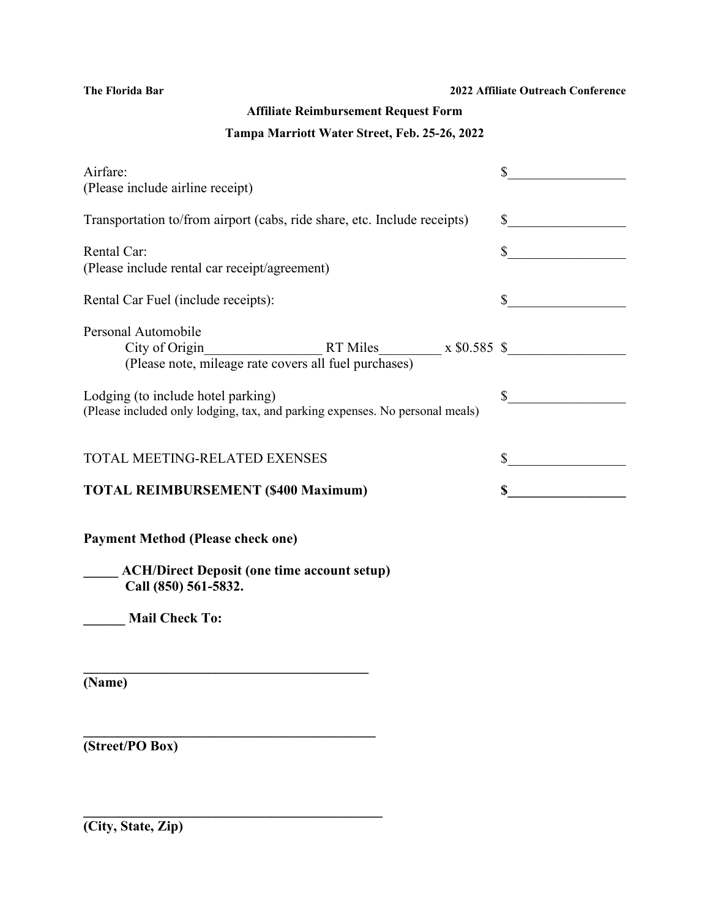**The Florida Bar** **2022 Affiliate Outreach Conference**

**Affiliate Reimbursement Request Form**

**Tampa Marriott Water Street, Feb. 25-26, 2022**

Airfare: $_________________
(Please include airline receipt)

Transportation to/from airport (cabs, ride share, etc. Include receipts) $_________________

Rental Car: $_________________
(Please include rental car receipt/agreement)

Rental Car Fuel (include receipts): $_________________

Personal Automobile
City of Origin_________________ RT Miles_________ x $0.585 $_________________
(Please note, mileage rate covers all fuel purchases)

Lodging (to include hotel parking) $_________________
(Please included only lodging, tax, and parking expenses. No personal meals)

TOTAL MEETING-RELATED EXENSES $_________________

**TOTAL REIMBURSEMENT ($400 Maximum) $_________________**

**Payment Method (Please check one)**

**_____ ACH/Direct Deposit (one time account setup)**
**Call (850) 561-5832.**

**______ Mail Check To:**

**__________________________________________**
**(Name)**

**__________________________________________**
**(Street/PO Box)**

**__________________________________________**
**(City, State, Zip)**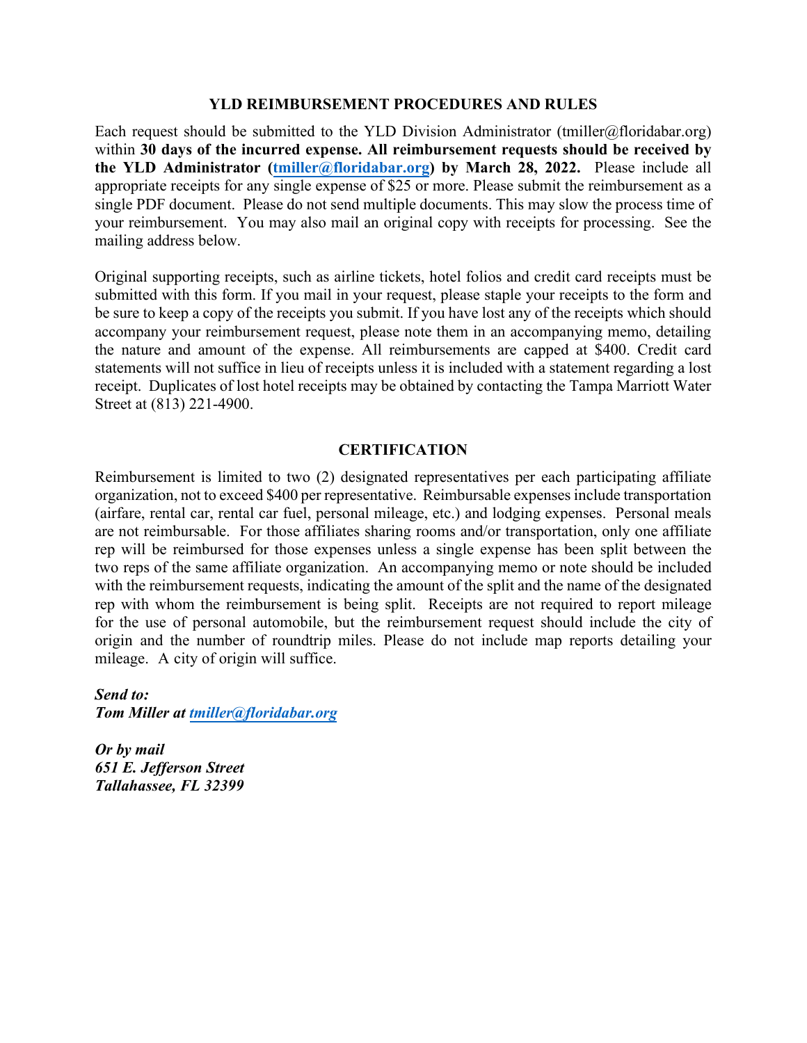## YLD REIMBURSEMENT PROCEDURES AND RULES

Each request should be submitted to the YLD Division Administrator (tmiller@floridabar.org) within **30 days of the incurred expense. All reimbursement requests should be received by the YLD Administrator ([tmiller@floridabar.org](mailto:tmiller@floridabar.org)) by March 28, 2022.** Please include all appropriate receipts for any single expense of $25 or more. Please submit the reimbursement as a single PDF document. Please do not send multiple documents. This may slow the process time of your reimbursement. You may also mail an original copy with receipts for processing. See the mailing address below.

Original supporting receipts, such as airline tickets, hotel folios and credit card receipts must be submitted with this form. If you mail in your request, please staple your receipts to the form and be sure to keep a copy of the receipts you submit. If you have lost any of the receipts which should accompany your reimbursement request, please note them in an accompanying memo, detailing the nature and amount of the expense. All reimbursements are capped at $400. Credit card statements will not suffice in lieu of receipts unless it is included with a statement regarding a lost receipt. Duplicates of lost hotel receipts may be obtained by contacting the Tampa Marriott Water Street at (813) 221-4900.

## CERTIFICATION

Reimbursement is limited to two (2) designated representatives per each participating affiliate organization, not to exceed $400 per representative. Reimbursable expenses include transportation (airfare, rental car, rental car fuel, personal mileage, etc.) and lodging expenses. Personal meals are not reimbursable. For those affiliates sharing rooms and/or transportation, only one affiliate rep will be reimbursed for those expenses unless a single expense has been split between the two reps of the same affiliate organization. An accompanying memo or note should be included with the reimbursement requests, indicating the amount of the split and the name of the designated rep with whom the reimbursement is being split. Receipts are not required to report mileage for the use of personal automobile, but the reimbursement request should include the city of origin and the number of roundtrip miles. Please do not include map reports detailing your mileage. A city of origin will suffice.

***Send to:***
***Tom Miller at [tmiller@floridabar.org](mailto:tmiller@floridabar.org)***

***Or by mail***
***651 E. Jefferson Street***
***Tallahassee, FL 32399***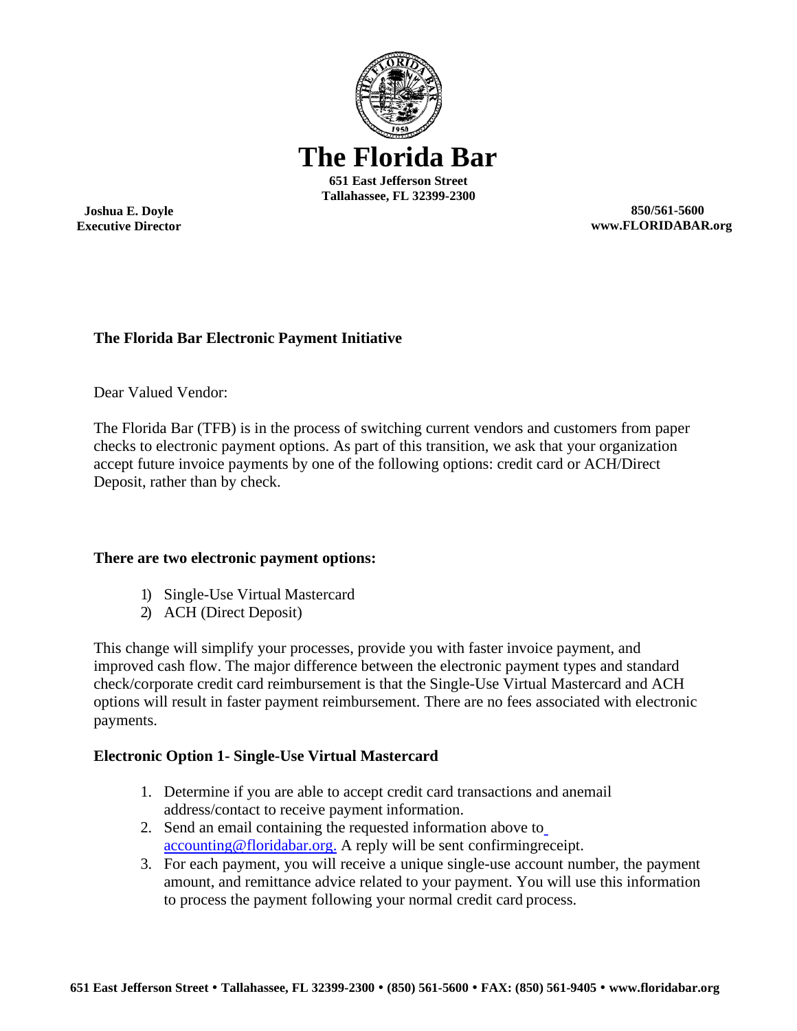# The Florida Bar

**651 East Jefferson Street**
**Tallahassee, FL 32399-2300**

**Joshua E. Doyle**
**Executive Director**

**850/561-5600**
**www.FLORIDABAR.org**

**The Florida Bar Electronic Payment Initiative**

Dear Valued Vendor:

The Florida Bar (TFB) is in the process of switching current vendors and customers from paper checks to electronic payment options. As part of this transition, we ask that your organization accept future invoice payments by one of the following options: credit card or ACH/Direct Deposit, rather than by check.

**There are two electronic payment options:**

1) Single-Use Virtual Mastercard
2) ACH (Direct Deposit)

This change will simplify your processes, provide you with faster invoice payment, and improved cash flow. The major difference between the electronic payment types and standard check/corporate credit card reimbursement is that the Single-Use Virtual Mastercard and ACH options will result in faster payment reimbursement. There are no fees associated with electronic payments.

**Electronic Option 1- Single-Use Virtual Mastercard**

1. Determine if you are able to accept credit card transactions and anemail address/contact to receive payment information.
2. Send an email containing the requested information above to accounting@floridabar.org. A reply will be sent confirmingreceipt.
3. For each payment, you will receive a unique single-use account number, the payment amount, and remittance advice related to your payment. You will use this information to process the payment following your normal credit card process.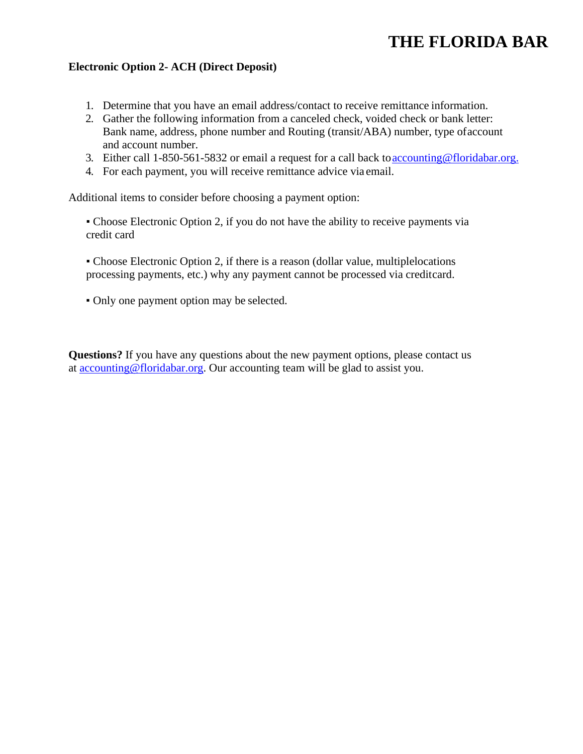# THE FLORIDA BAR

**Electronic Option 2- ACH (Direct Deposit)**

1. Determine that you have an email address/contact to receive remittance information.
2. Gather the following information from a canceled check, voided check or bank letter: Bank name, address, phone number and Routing (transit/ABA) number, type of account and account number.
3. Either call 1-850-561-5832 or email a request for a call back to accounting@floridabar.org.
4. For each payment, you will receive remittance advice via email.

Additional items to consider before choosing a payment option:

▪ Choose Electronic Option 2, if you do not have the ability to receive payments via credit card

▪ Choose Electronic Option 2, if there is a reason (dollar value, multiple locations processing payments, etc.) why any payment cannot be processed via credit card.

▪ Only one payment option may be selected.

**Questions?** If you have any questions about the new payment options, please contact us at accounting@floridabar.org. Our accounting team will be glad to assist you.